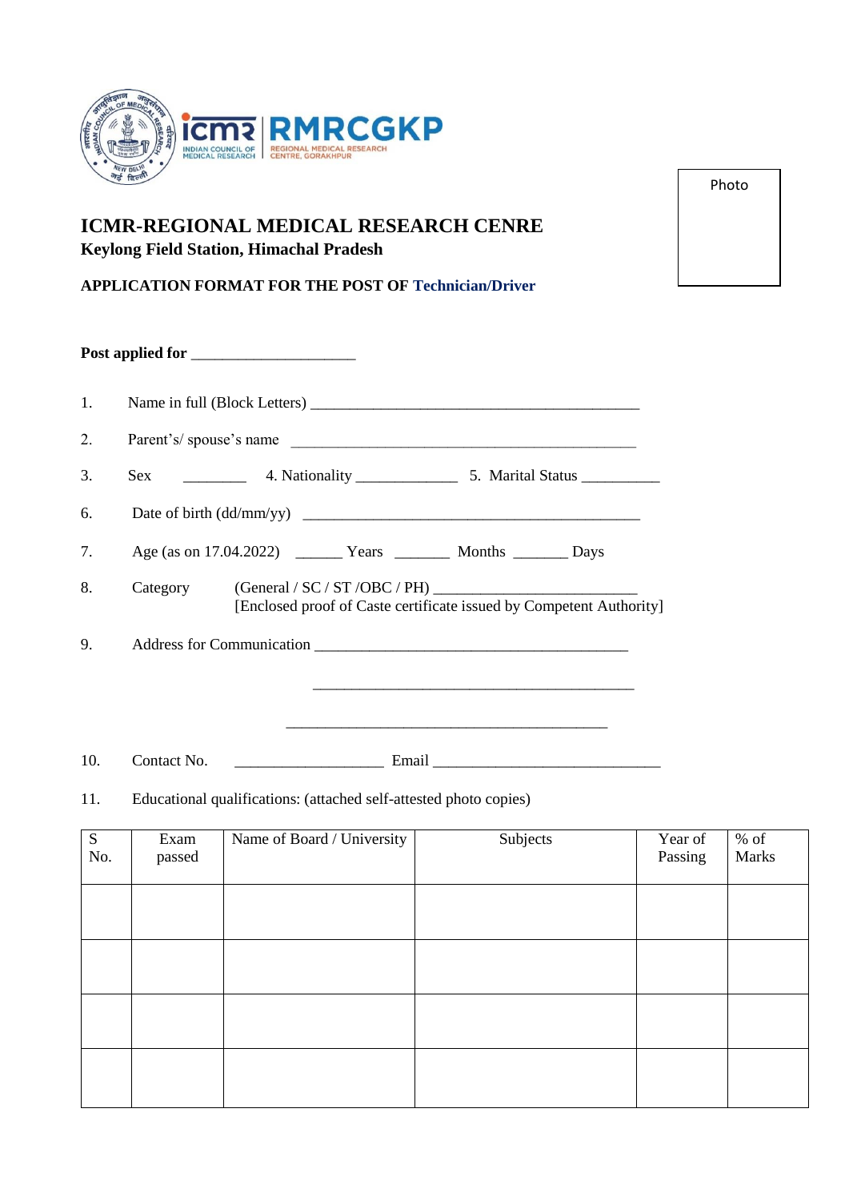ICMR | RMRCGKP
INDIAN COUNCIL OF MEDICAL RESEARCH | REGIONAL MEDICAL RESEARCH CENTRE, GORAKHPUR

Photo

# ICMR-REGIONAL MEDICAL RESEARCH CENRE

**Keylong Field Station, Himachal Pradesh**

**APPLICATION FORMAT FOR THE POST OF Technician/Driver**

**Post applied for** ____________________

1. Name in full (Block Letters) ________________________________________

2. Parent's/ spouse's name ________________________________________

3. Sex ________ 4. Nationality _____________ 5. Marital Status __________

6. Date of birth (dd/mm/yy) ________________________________________

7. Age (as on 17.04.2022) ______ Years _______ Months _______ Days

8. Category (General / SC / ST /OBC / PH) _________________________
   [Enclosed proof of Caste certificate issued by Competent Authority]

9. Address for Communication ________________________________________

   ________________________________________

   ________________________________________

10. Contact No. ___________________ Email ____________________________

11. Educational qualifications: (attached self-attested photo copies)

| S No. | Exam passed | Name of Board / University | Subjects | Year of Passing | % of Marks |
|---|---|---|---|---|---|
| | | | | | |
| | | | | | |
| | | | | | |
| | | | | | |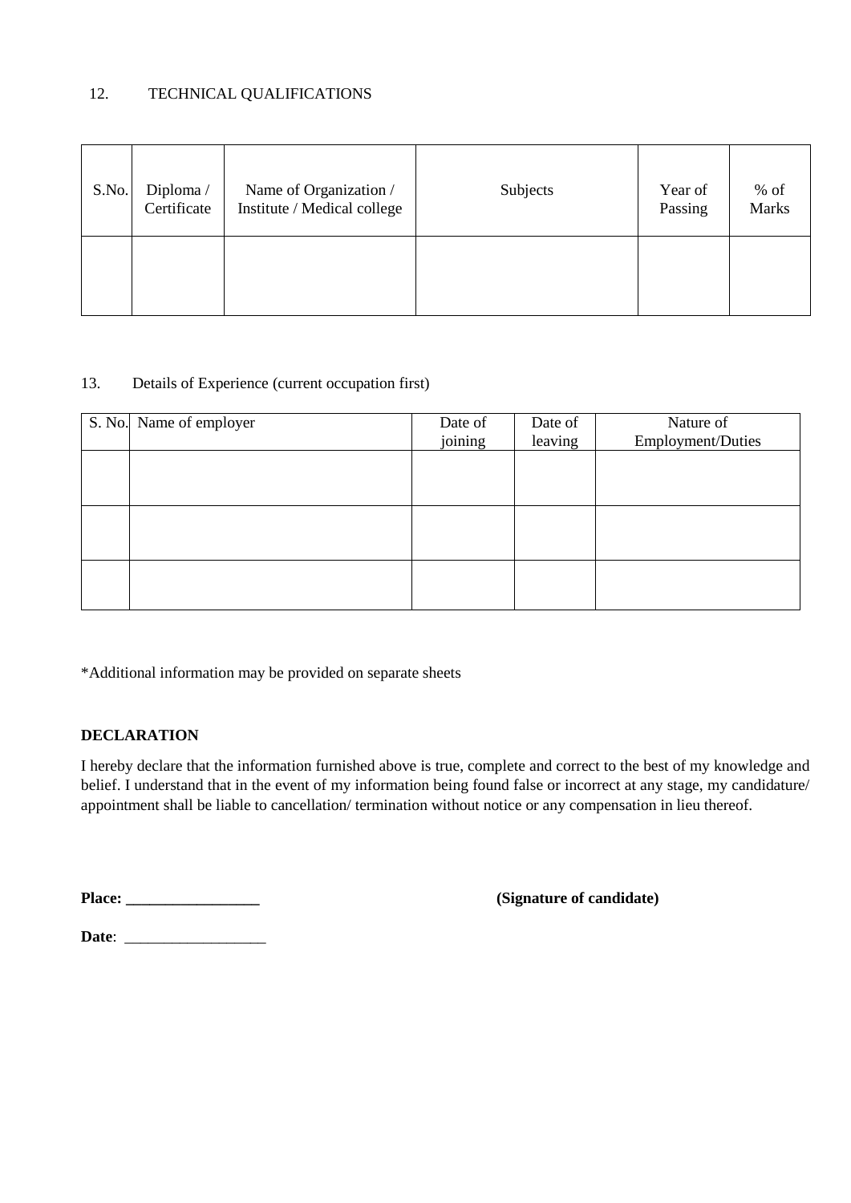12. TECHNICAL QUALIFICATIONS

| S.No. | Diploma / Certificate | Name of Organization / Institute / Medical college | Subjects | Year of Passing | % of Marks |
|---|---|---|---|---|---|
| | | | | | |

13. Details of Experience (current occupation first)

| S. No. | Name of employer | Date of joining | Date of leaving | Nature of Employment/Duties |
|---|---|---|---|---|
| | | | | |
| | | | | |
| | | | | |

*Additional information may be provided on separate sheets

**DECLARATION**

I hereby declare that the information furnished above is true, complete and correct to the best of my knowledge and belief. I understand that in the event of my information being found false or incorrect at any stage, my candidature/ appointment shall be liable to cancellation/ termination without notice or any compensation in lieu thereof.

**Place: _________________** **(Signature of candidate)**

**Date**: __________________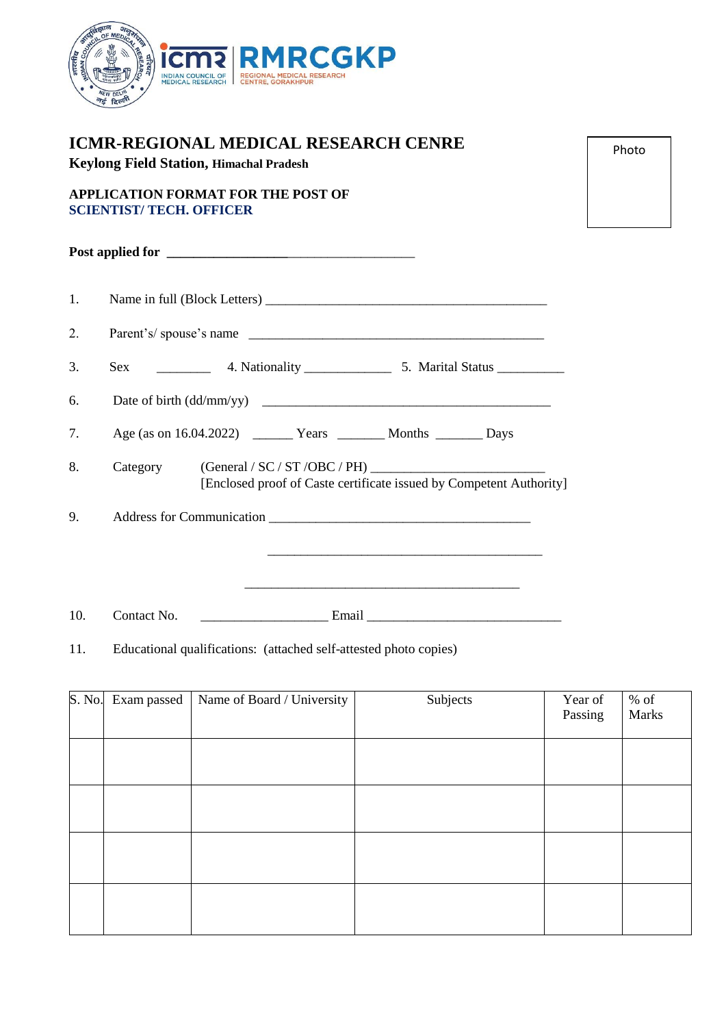# ICMR-REGIONAL MEDICAL RESEARCH CENRE

**Keylong Field Station, Himachal Pradesh**

Photo

**APPLICATION FORMAT FOR THE POST OF**
**SCIENTIST/ TECH. OFFICER**

**Post applied for** ______________________________________

1. Name in full (Block Letters) ___________________________________________

2. Parent's/ spouse's name ______________________________________________

3. Sex ________ 4. Nationality _____________ 5. Marital Status __________

6. Date of birth (dd/mm/yy) ____________________________________________

7. Age (as on 16.04.2022) ______ Years _______ Months _______ Days

8. Category (General / SC / ST /OBC / PH) __________________________
   [Enclosed proof of Caste certificate issued by Competent Authority]

9. Address for Communication ________________________________________

   ________________________________________

   ________________________________________

10. Contact No. ___________________ Email _____________________________

11. Educational qualifications: (attached self-attested photo copies)

| S. No. | Exam passed | Name of Board / University | Subjects | Year of Passing | % of Marks |
|---|---|---|---|---|---|
| | | | | | |
| | | | | | |
| | | | | | |
| | | | | | |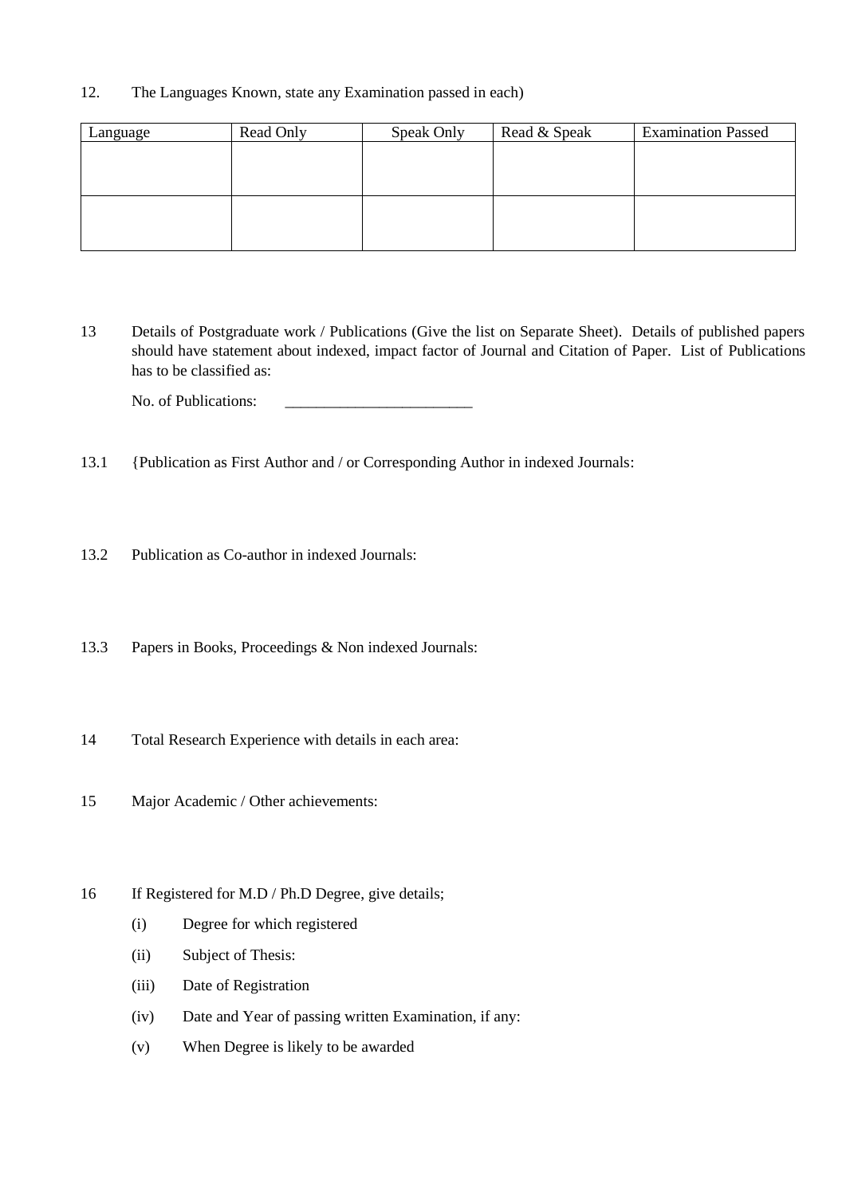12. The Languages Known, state any Examination passed in each)

| Language | Read Only | Speak Only | Read & Speak | Examination Passed |
|---|---|---|---|---|
| | | | | |
| | | | | |

13 Details of Postgraduate work / Publications (Give the list on Separate Sheet). Details of published papers should have statement about indexed, impact factor of Journal and Citation of Paper. List of Publications has to be classified as:

No. of Publications: ________________________

13.1 {Publication as First Author and / or Corresponding Author in indexed Journals:

13.2 Publication as Co-author in indexed Journals:

13.3 Papers in Books, Proceedings & Non indexed Journals:

14 Total Research Experience with details in each area:

15 Major Academic / Other achievements:

16 If Registered for M.D / Ph.D Degree, give details;

(i) Degree for which registered

(ii) Subject of Thesis:

(iii) Date of Registration

(iv) Date and Year of passing written Examination, if any:

(v) When Degree is likely to be awarded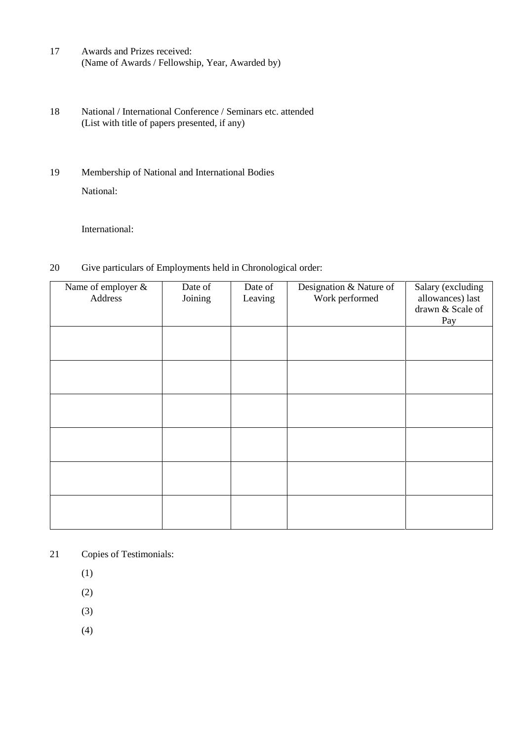17 Awards and Prizes received:
(Name of Awards / Fellowship, Year, Awarded by)

18 National / International Conference / Seminars etc. attended
(List with title of papers presented, if any)

19 Membership of National and International Bodies

National:

International:

20 Give particulars of Employments held in Chronological order:

| Name of employer & Address | Date of Joining | Date of Leaving | Designation & Nature of Work performed | Salary (excluding allowances) last drawn & Scale of Pay |
|---|---|---|---|---|
| | | | | |
| | | | | |
| | | | | |
| | | | | |
| | | | | |
| | | | | |

21 Copies of Testimonials:

(1)

(2)

(3)

(4)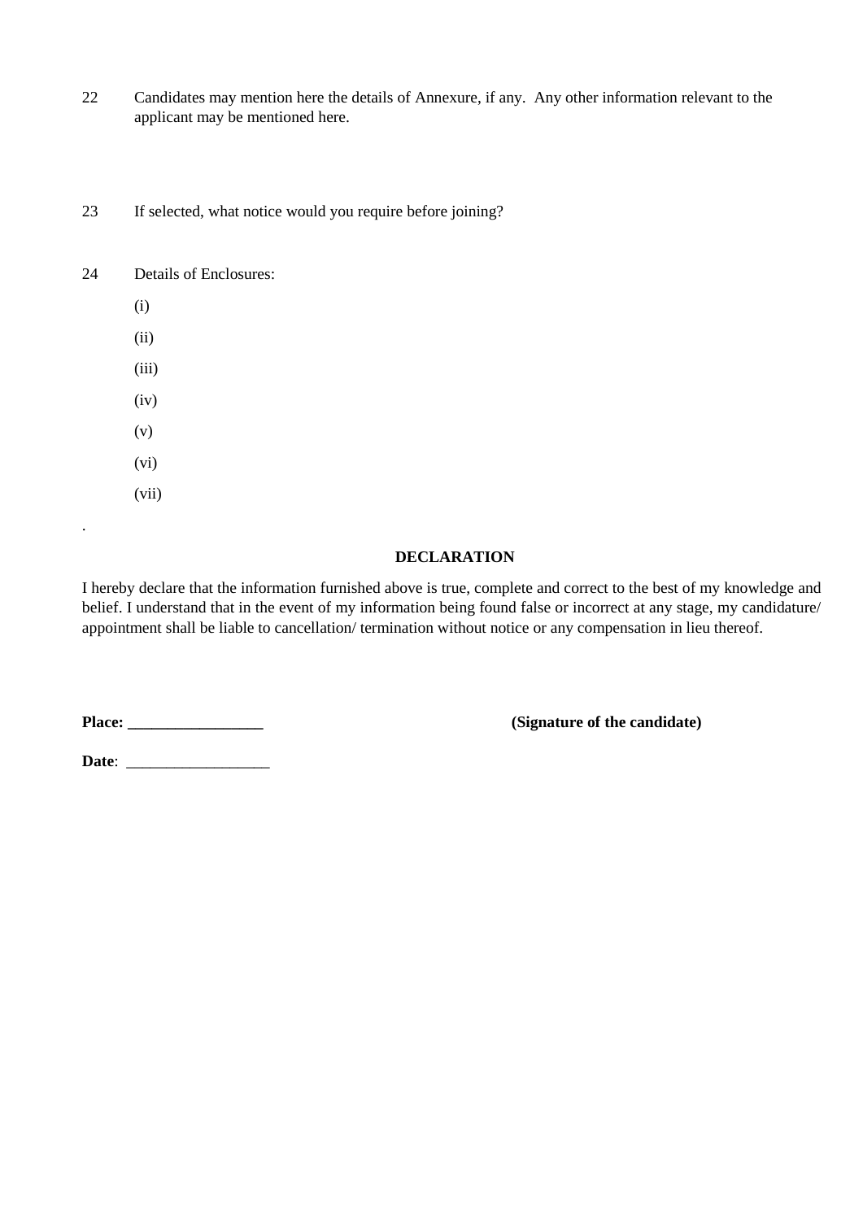22 Candidates may mention here the details of Annexure, if any. Any other information relevant to the applicant may be mentioned here.

23 If selected, what notice would you require before joining?

24 Details of Enclosures:

(i)

(ii)

(iii)

(iv)

(v)

(vi)

(vii)

.

**DECLARATION**

I hereby declare that the information furnished above is true, complete and correct to the best of my knowledge and belief. I understand that in the event of my information being found false or incorrect at any stage, my candidature/ appointment shall be liable to cancellation/ termination without notice or any compensation in lieu thereof.

**Place: _________________** **(Signature of the candidate)**

**Date**: __________________